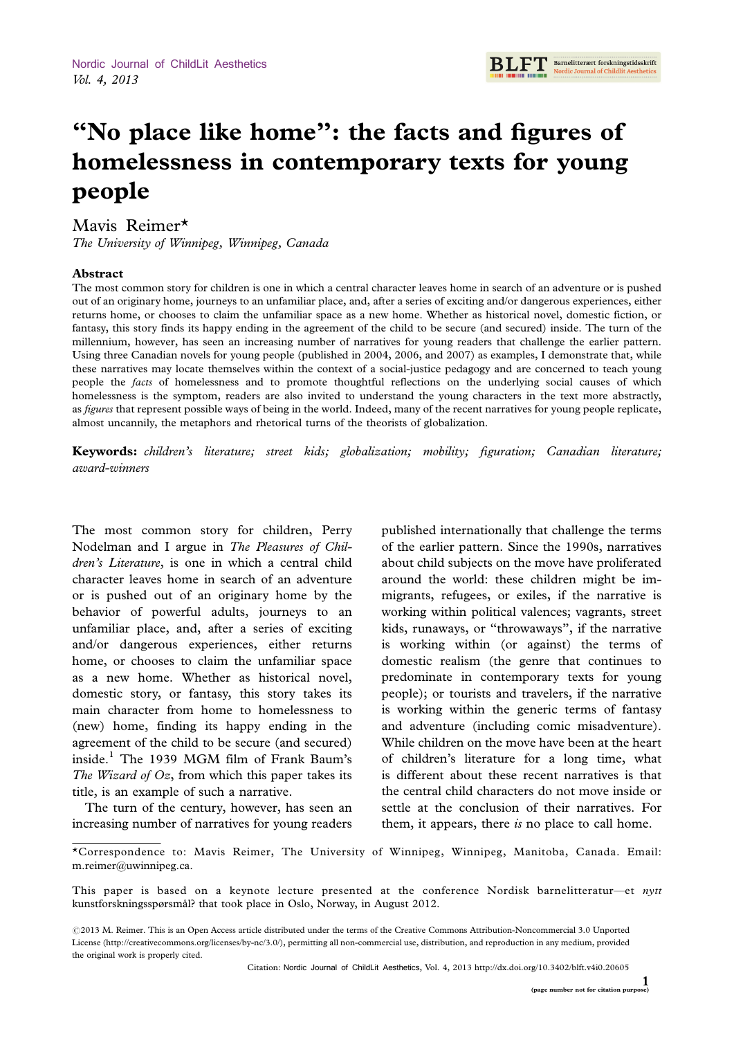# "No place like home": the facts and figures of homelessness in contemporary texts for young people

Mavis Reimer*

*The University of Winnipeg, Winnipeg, Canada*

## Abstract

The most common story for children is one in which a central character leaves home in search of an adventure or is pushed out of an originary home, journeys to an unfamiliar place, and, after a series of exciting and/or dangerous experiences, either returns home, or chooses to claim the unfamiliar space as a new home. Whether as historical novel, domestic fiction, or fantasy, this story finds its happy ending in the agreement of the child to be secure (and secured) inside. The turn of the millennium, however, has seen an increasing number of narratives for young readers that challenge the earlier pattern. Using three Canadian novels for young people (published in 2004, 2006, and 2007) as examples, I demonstrate that, while these narratives may locate themselves within the context of a social-justice pedagogy and are concerned to teach young people the *facts* of homelessness and to promote thoughtful reflections on the underlying social causes of which homelessness is the symptom, readers are also invited to understand the young characters in the text more abstractly, as *figures* that represent possible ways of being in the world. Indeed, many of the recent narratives for young people replicate, almost uncannily, the metaphors and rhetorical turns of the theorists of globalization.

**Keywords:** *children's literature; street kids; globalization; mobility; figuration; Canadian literature; award-winners*

The most common story for children, Perry Nodelman and I argue in *The Pleasures of Children's Literature*, is one in which a central child character leaves home in search of an adventure or is pushed out of an originary home by the behavior of powerful adults, journeys to an unfamiliar place, and, after a series of exciting and/or dangerous experiences, either returns home, or chooses to claim the unfamiliar space as a new home. Whether as historical novel, domestic story, or fantasy, this story takes its main character from home to homelessness to (new) home, finding its happy ending in the agreement of the child to be secure (and secured) inside.[1] The 1939 MGM film of Frank Baum's *The Wizard of Oz*, from which this paper takes its title, is an example of such a narrative.

The turn of the century, however, has seen an increasing number of narratives for young readers published internationally that challenge the terms of the earlier pattern. Since the 1990s, narratives about child subjects on the move have proliferated around the world: these children might be immigrants, refugees, or exiles, if the narrative is working within political valences; vagrants, street kids, runaways, or "throwaways", if the narrative is working within (or against) the terms of domestic realism (the genre that continues to predominate in contemporary texts for young people); or tourists and travelers, if the narrative is working within the generic terms of fantasy and adventure (including comic misadventure). While children on the move have been at the heart of children's literature for a long time, what is different about these recent narratives is that the central child characters do not move inside or settle at the conclusion of their narratives. For them, it appears, there *is* no place to call home.

---

*Correspondence to: Mavis Reimer, The University of Winnipeg, Winnipeg, Manitoba, Canada. Email: m.reimer@uwinnipeg.ca.

This paper is based on a keynote lecture presented at the conference Nordisk barnelitteratur—et *nytt* kunstforskningsspørsmål? that took place in Oslo, Norway, in August 2012.

©2013 M. Reimer. This is an Open Access article distributed under the terms of the Creative Commons Attribution-Noncommercial 3.0 Unported License (http://creativecommons.org/licenses/by-nc/3.0/), permitting all non-commercial use, distribution, and reproduction in any medium, provided the original work is properly cited.

Citation: Nordic Journal of ChildLit Aesthetics, Vol. 4, 2013 http://dx.doi.org/10.3402/blft.v4i0.20605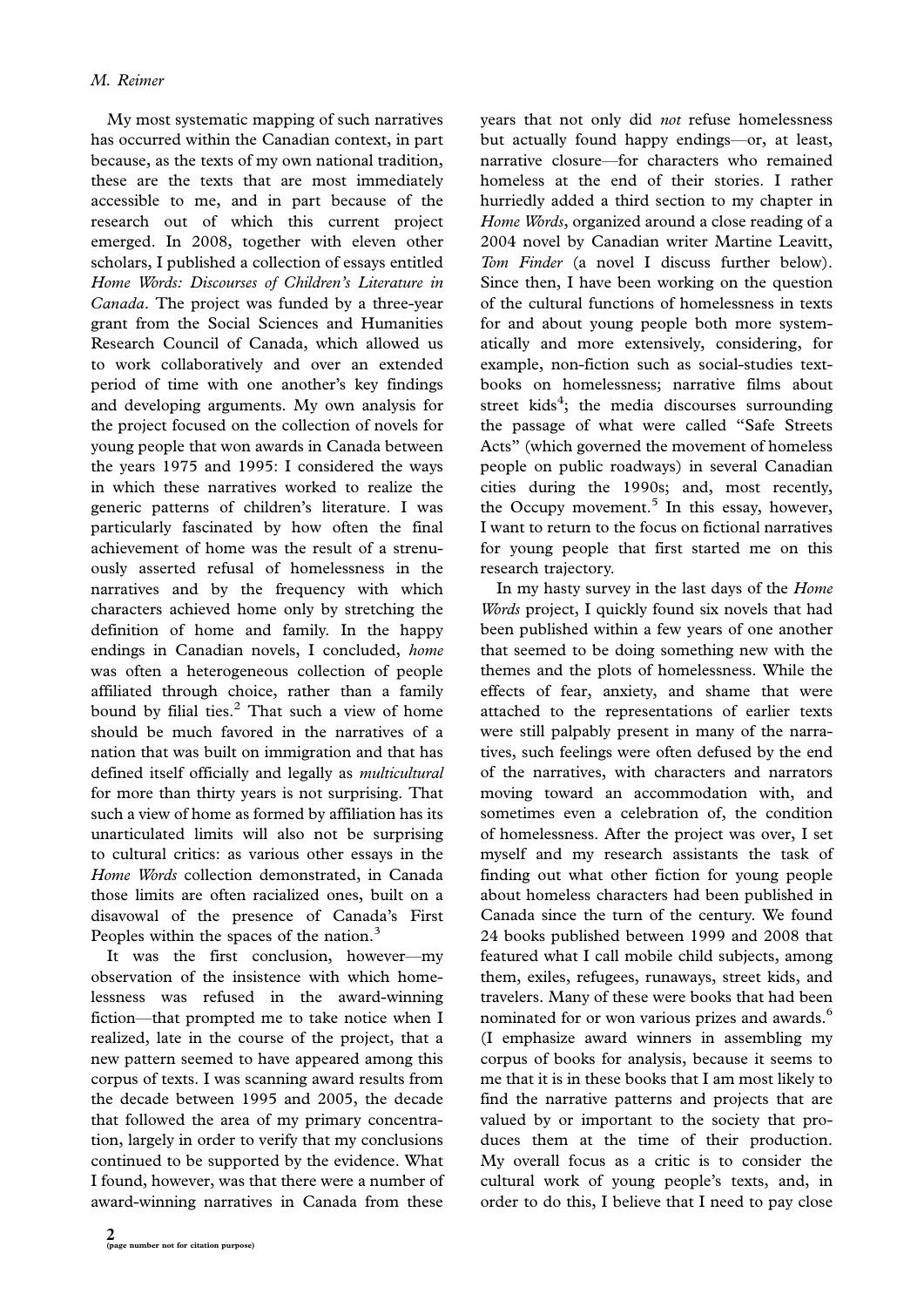My most systematic mapping of such narratives has occurred within the Canadian context, in part because, as the texts of my own national tradition, these are the texts that are most immediately accessible to me, and in part because of the research out of which this current project emerged. In 2008, together with eleven other scholars, I published a collection of essays entitled *Home Words: Discourses of Children's Literature in Canada*. The project was funded by a three-year grant from the Social Sciences and Humanities Research Council of Canada, which allowed us to work collaboratively and over an extended period of time with one another's key findings and developing arguments. My own analysis for the project focused on the collection of novels for young people that won awards in Canada between the years 1975 and 1995: I considered the ways in which these narratives worked to realize the generic patterns of children's literature. I was particularly fascinated by how often the final achievement of home was the result of a strenuously asserted refusal of homelessness in the narratives and by the frequency with which characters achieved home only by stretching the definition of home and family. In the happy endings in Canadian novels, I concluded, *home* was often a heterogeneous collection of people affiliated through choice, rather than a family bound by filial ties.[2] That such a view of home should be much favored in the narratives of a nation that was built on immigration and that has defined itself officially and legally as *multicultural* for more than thirty years is not surprising. That such a view of home as formed by affiliation has its unarticulated limits will also not be surprising to cultural critics: as various other essays in the *Home Words* collection demonstrated, in Canada those limits are often racialized ones, built on a disavowal of the presence of Canada's First Peoples within the spaces of the nation.[3]

It was the first conclusion, however—my observation of the insistence with which homelessness was refused in the award-winning fiction—that prompted me to take notice when I realized, late in the course of the project, that a new pattern seemed to have appeared among this corpus of texts. I was scanning award results from the decade between 1995 and 2005, the decade that followed the area of my primary concentration, largely in order to verify that my conclusions continued to be supported by the evidence. What I found, however, was that there were a number of award-winning narratives in Canada from these years that not only did *not* refuse homelessness but actually found happy endings—or, at least, narrative closure—for characters who remained homeless at the end of their stories. I rather hurriedly added a third section to my chapter in *Home Words*, organized around a close reading of a 2004 novel by Canadian writer Martine Leavitt, *Tom Finder* (a novel I discuss further below). Since then, I have been working on the question of the cultural functions of homelessness in texts for and about young people both more systematically and more extensively, considering, for example, non-fiction such as social-studies textbooks on homelessness; narrative films about street kids[4]; the media discourses surrounding the passage of what were called "Safe Streets Acts" (which governed the movement of homeless people on public roadways) in several Canadian cities during the 1990s; and, most recently, the Occupy movement.[5] In this essay, however, I want to return to the focus on fictional narratives for young people that first started me on this research trajectory.

In my hasty survey in the last days of the *Home Words* project, I quickly found six novels that had been published within a few years of one another that seemed to be doing something new with the themes and the plots of homelessness. While the effects of fear, anxiety, and shame that were attached to the representations of earlier texts were still palpably present in many of the narratives, such feelings were often defused by the end of the narratives, with characters and narrators moving toward an accommodation with, and sometimes even a celebration of, the condition of homelessness. After the project was over, I set myself and my research assistants the task of finding out what other fiction for young people about homeless characters had been published in Canada since the turn of the century. We found 24 books published between 1999 and 2008 that featured what I call mobile child subjects, among them, exiles, refugees, runaways, street kids, and travelers. Many of these were books that had been nominated for or won various prizes and awards.[6] (I emphasize award winners in assembling my corpus of books for analysis, because it seems to me that it is in these books that I am most likely to find the narrative patterns and projects that are valued by or important to the society that produces them at the time of their production. My overall focus as a critic is to consider the cultural work of young people's texts, and, in order to do this, I believe that I need to pay close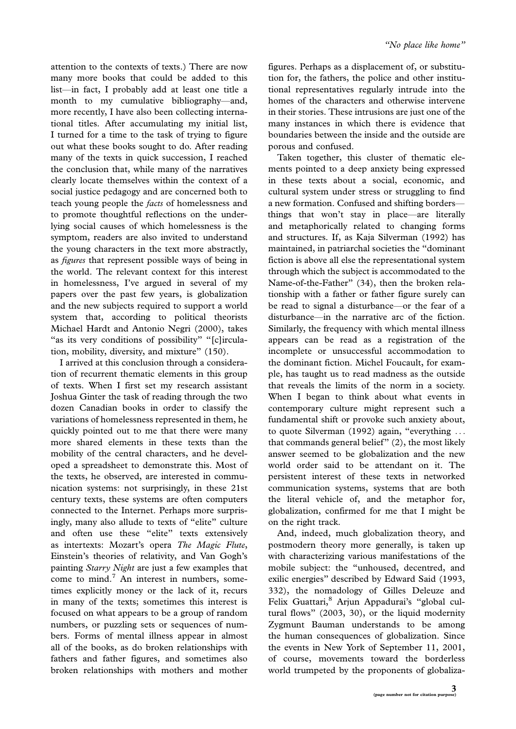attention to the contexts of texts.) There are now many more books that could be added to this list—in fact, I probably add at least one title a month to my cumulative bibliography—and, more recently, I have also been collecting international titles. After accumulating my initial list, I turned for a time to the task of trying to figure out what these books sought to do. After reading many of the texts in quick succession, I reached the conclusion that, while many of the narratives clearly locate themselves within the context of a social justice pedagogy and are concerned both to teach young people the *facts* of homelessness and to promote thoughtful reflections on the underlying social causes of which homelessness is the symptom, readers are also invited to understand the young characters in the text more abstractly, as *figures* that represent possible ways of being in the world. The relevant context for this interest in homelessness, I've argued in several of my papers over the past few years, is globalization and the new subjects required to support a world system that, according to political theorists Michael Hardt and Antonio Negri (2000), takes "as its very conditions of possibility" "[c]irculation, mobility, diversity, and mixture" (150).

I arrived at this conclusion through a consideration of recurrent thematic elements in this group of texts. When I first set my research assistant Joshua Ginter the task of reading through the two dozen Canadian books in order to classify the variations of homelessness represented in them, he quickly pointed out to me that there were many more shared elements in these texts than the mobility of the central characters, and he developed a spreadsheet to demonstrate this. Most of the texts, he observed, are interested in communication systems: not surprisingly, in these 21st century texts, these systems are often computers connected to the Internet. Perhaps more surprisingly, many also allude to texts of "elite" culture and often use these "elite" texts extensively as intertexts: Mozart's opera *The Magic Flute*, Einstein's theories of relativity, and Van Gogh's painting *Starry Night* are just a few examples that come to mind.[7] An interest in numbers, sometimes explicitly money or the lack of it, recurs in many of the texts; sometimes this interest is focused on what appears to be a group of random numbers, or puzzling sets or sequences of numbers. Forms of mental illness appear in almost all of the books, as do broken relationships with fathers and father figures, and sometimes also broken relationships with mothers and mother figures. Perhaps as a displacement of, or substitution for, the fathers, the police and other institutional representatives regularly intrude into the homes of the characters and otherwise intervene in their stories. These intrusions are just one of the many instances in which there is evidence that boundaries between the inside and the outside are porous and confused.

Taken together, this cluster of thematic elements pointed to a deep anxiety being expressed in these texts about a social, economic, and cultural system under stress or struggling to find a new formation. Confused and shifting borders—things that won't stay in place—are literally and metaphorically related to changing forms and structures. If, as Kaja Silverman (1992) has maintained, in patriarchal societies the "dominant fiction is above all else the representational system through which the subject is accommodated to the Name-of-the-Father" (34), then the broken relationship with a father or father figure surely can be read to signal a disturbance—or the fear of a disturbance—in the narrative arc of the fiction. Similarly, the frequency with which mental illness appears can be read as a registration of the incomplete or unsuccessful accommodation to the dominant fiction. Michel Foucault, for example, has taught us to read madness as the outside that reveals the limits of the norm in a society. When I began to think about what events in contemporary culture might represent such a fundamental shift or provoke such anxiety about, to quote Silverman (1992) again, "everything … that commands general belief" (2), the most likely answer seemed to be globalization and the new world order said to be attendant on it. The persistent interest of these texts in networked communication systems, systems that are both the literal vehicle of, and the metaphor for, globalization, confirmed for me that I might be on the right track.

And, indeed, much globalization theory, and postmodern theory more generally, is taken up with characterizing various manifestations of the mobile subject: the "unhoused, decentred, and exilic energies" described by Edward Said (1993, 332), the nomadology of Gilles Deleuze and Felix Guattari,[8] Arjun Appadurai's "global cultural flows" (2003, 30), or the liquid modernity Zygmunt Bauman understands to be among the human consequences of globalization. Since the events in New York of September 11, 2001, of course, movements toward the borderless world trumpeted by the proponents of globaliza-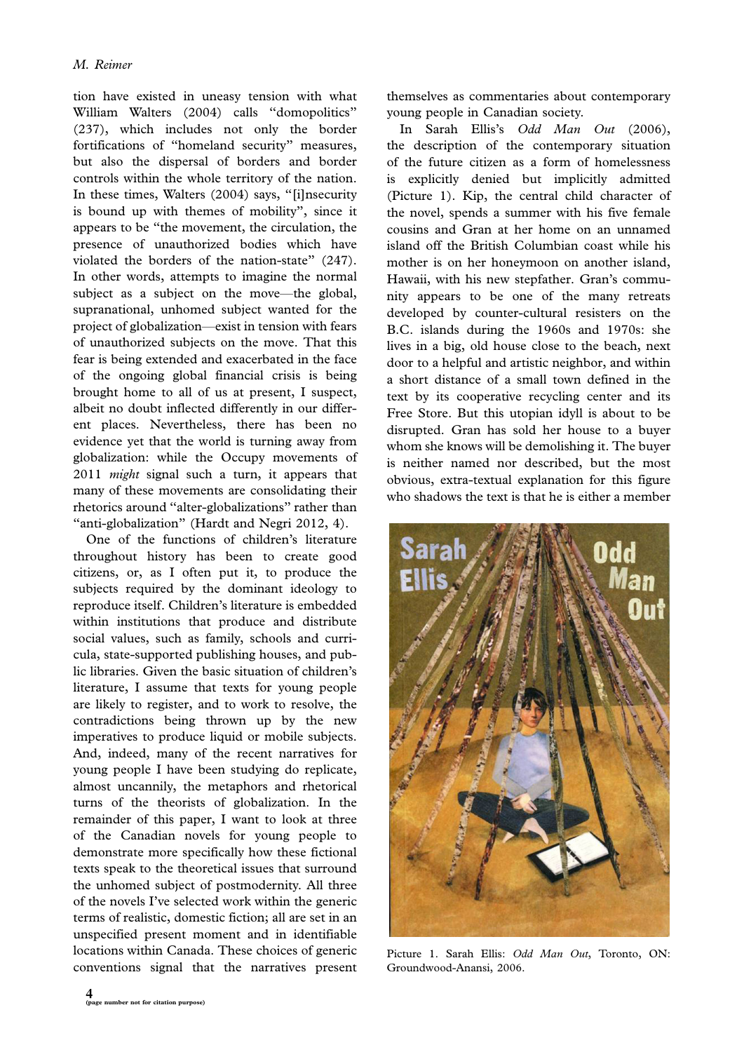tion have existed in uneasy tension with what William Walters (2004) calls "domopolitics" (237), which includes not only the border fortifications of "homeland security" measures, but also the dispersal of borders and border controls within the whole territory of the nation. In these times, Walters (2004) says, "[i]nsecurity is bound up with themes of mobility", since it appears to be "the movement, the circulation, the presence of unauthorized bodies which have violated the borders of the nation-state" (247). In other words, attempts to imagine the normal subject as a subject on the move—the global, supranational, unhomed subject wanted for the project of globalization—exist in tension with fears of unauthorized subjects on the move. That this fear is being extended and exacerbated in the face of the ongoing global financial crisis is being brought home to all of us at present, I suspect, albeit no doubt inflected differently in our different places. Nevertheless, there has been no evidence yet that the world is turning away from globalization: while the Occupy movements of 2011 *might* signal such a turn, it appears that many of these movements are consolidating their rhetorics around "alter-globalizations" rather than "anti-globalization" (Hardt and Negri 2012, 4).

One of the functions of children's literature throughout history has been to create good citizens, or, as I often put it, to produce the subjects required by the dominant ideology to reproduce itself. Children's literature is embedded within institutions that produce and distribute social values, such as family, schools and curricula, state-supported publishing houses, and public libraries. Given the basic situation of children's literature, I assume that texts for young people are likely to register, and to work to resolve, the contradictions being thrown up by the new imperatives to produce liquid or mobile subjects. And, indeed, many of the recent narratives for young people I have been studying do replicate, almost uncannily, the metaphors and rhetorical turns of the theorists of globalization. In the remainder of this paper, I want to look at three of the Canadian novels for young people to demonstrate more specifically how these fictional texts speak to the theoretical issues that surround the unhomed subject of postmodernity. All three of the novels I've selected work within the generic terms of realistic, domestic fiction; all are set in an unspecified present moment and in identifiable locations within Canada. These choices of generic conventions signal that the narratives present themselves as commentaries about contemporary young people in Canadian society.

In Sarah Ellis's *Odd Man Out* (2006), the description of the contemporary situation of the future citizen as a form of homelessness is explicitly denied but implicitly admitted (Picture 1). Kip, the central child character of the novel, spends a summer with his five female cousins and Gran at her home on an unnamed island off the British Columbian coast while his mother is on her honeymoon on another island, Hawaii, with his new stepfather. Gran's community appears to be one of the many retreats developed by counter-cultural resisters on the B.C. islands during the 1960s and 1970s: she lives in a big, old house close to the beach, next door to a helpful and artistic neighbor, and within a short distance of a small town defined in the text by its cooperative recycling center and its Free Store. But this utopian idyll is about to be disrupted. Gran has sold her house to a buyer whom she knows will be demolishing it. The buyer is neither named nor described, but the most obvious, extra-textual explanation for this figure who shadows the text is that he is either a member

Picture 1. Sarah Ellis: *Odd Man Out*, Toronto, ON: Groundwood-Anansi, 2006.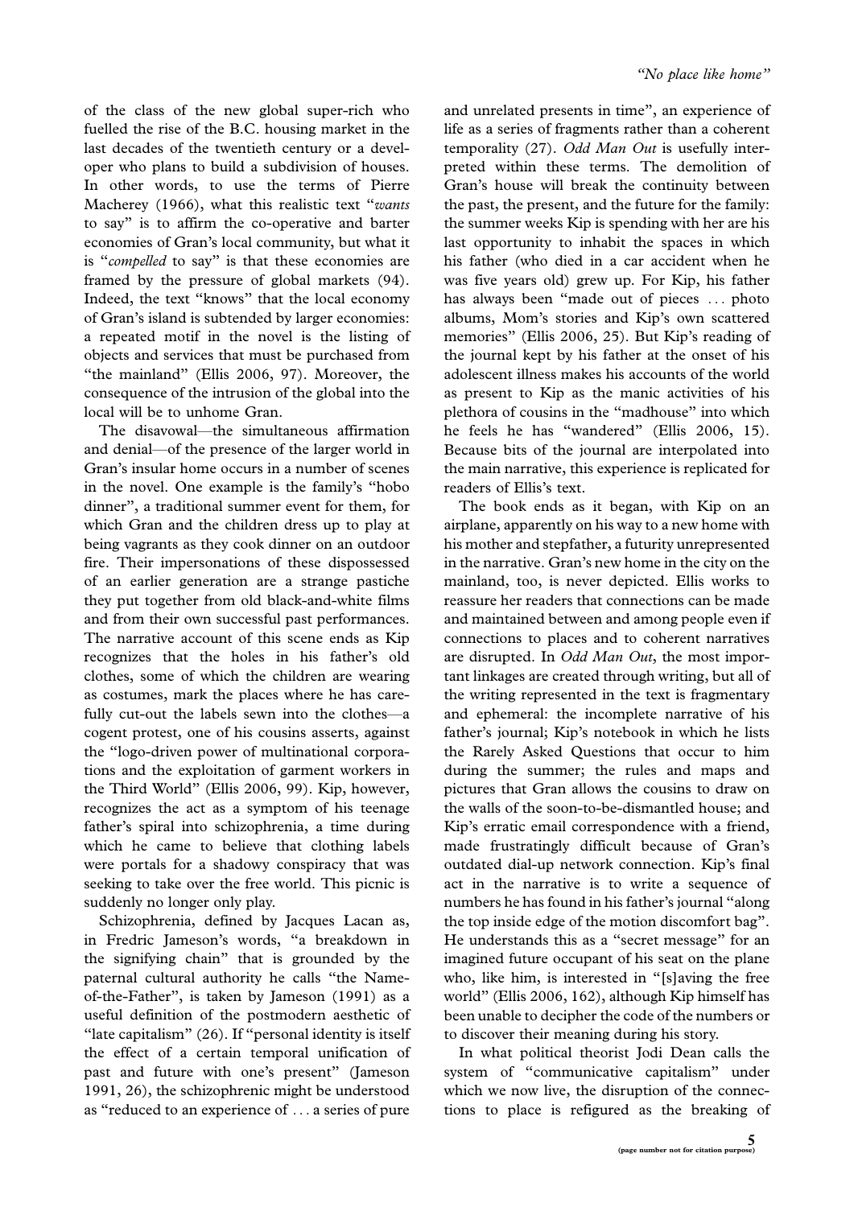of the class of the new global super-rich who fuelled the rise of the B.C. housing market in the last decades of the twentieth century or a developer who plans to build a subdivision of houses. In other words, to use the terms of Pierre Macherey (1966), what this realistic text "*wants* to say" is to affirm the co-operative and barter economies of Gran's local community, but what it is "*compelled* to say" is that these economies are framed by the pressure of global markets (94). Indeed, the text "knows" that the local economy of Gran's island is subtended by larger economies: a repeated motif in the novel is the listing of objects and services that must be purchased from "the mainland" (Ellis 2006, 97). Moreover, the consequence of the intrusion of the global into the local will be to unhome Gran.

The disavowal—the simultaneous affirmation and denial—of the presence of the larger world in Gran's insular home occurs in a number of scenes in the novel. One example is the family's "hobo dinner", a traditional summer event for them, for which Gran and the children dress up to play at being vagrants as they cook dinner on an outdoor fire. Their impersonations of these dispossessed of an earlier generation are a strange pastiche they put together from old black-and-white films and from their own successful past performances. The narrative account of this scene ends as Kip recognizes that the holes in his father's old clothes, some of which the children are wearing as costumes, mark the places where he has carefully cut-out the labels sewn into the clothes—a cogent protest, one of his cousins asserts, against the "logo-driven power of multinational corporations and the exploitation of garment workers in the Third World" (Ellis 2006, 99). Kip, however, recognizes the act as a symptom of his teenage father's spiral into schizophrenia, a time during which he came to believe that clothing labels were portals for a shadowy conspiracy that was seeking to take over the free world. This picnic is suddenly no longer only play.

Schizophrenia, defined by Jacques Lacan as, in Fredric Jameson's words, "a breakdown in the signifying chain" that is grounded by the paternal cultural authority he calls "the Name-of-the-Father", is taken by Jameson (1991) as a useful definition of the postmodern aesthetic of "late capitalism" (26). If "personal identity is itself the effect of a certain temporal unification of past and future with one's present" (Jameson 1991, 26), the schizophrenic might be understood as "reduced to an experience of ... a series of pure and unrelated presents in time", an experience of life as a series of fragments rather than a coherent temporality (27). *Odd Man Out* is usefully interpreted within these terms. The demolition of Gran's house will break the continuity between the past, the present, and the future for the family: the summer weeks Kip is spending with her are his last opportunity to inhabit the spaces in which his father (who died in a car accident when he was five years old) grew up. For Kip, his father has always been "made out of pieces ... photo albums, Mom's stories and Kip's own scattered memories" (Ellis 2006, 25). But Kip's reading of the journal kept by his father at the onset of his adolescent illness makes his accounts of the world as present to Kip as the manic activities of his plethora of cousins in the "madhouse" into which he feels he has "wandered" (Ellis 2006, 15). Because bits of the journal are interpolated into the main narrative, this experience is replicated for readers of Ellis's text.

The book ends as it began, with Kip on an airplane, apparently on his way to a new home with his mother and stepfather, a futurity unrepresented in the narrative. Gran's new home in the city on the mainland, too, is never depicted. Ellis works to reassure her readers that connections can be made and maintained between and among people even if connections to places and to coherent narratives are disrupted. In *Odd Man Out*, the most important linkages are created through writing, but all of the writing represented in the text is fragmentary and ephemeral: the incomplete narrative of his father's journal; Kip's notebook in which he lists the Rarely Asked Questions that occur to him during the summer; the rules and maps and pictures that Gran allows the cousins to draw on the walls of the soon-to-be-dismantled house; and Kip's erratic email correspondence with a friend, made frustratingly difficult because of Gran's outdated dial-up network connection. Kip's final act in the narrative is to write a sequence of numbers he has found in his father's journal "along the top inside edge of the motion discomfort bag". He understands this as a "secret message" for an imagined future occupant of his seat on the plane who, like him, is interested in "[s]aving the free world" (Ellis 2006, 162), although Kip himself has been unable to decipher the code of the numbers or to discover their meaning during his story.

In what political theorist Jodi Dean calls the system of "communicative capitalism" under which we now live, the disruption of the connections to place is refigured as the breaking of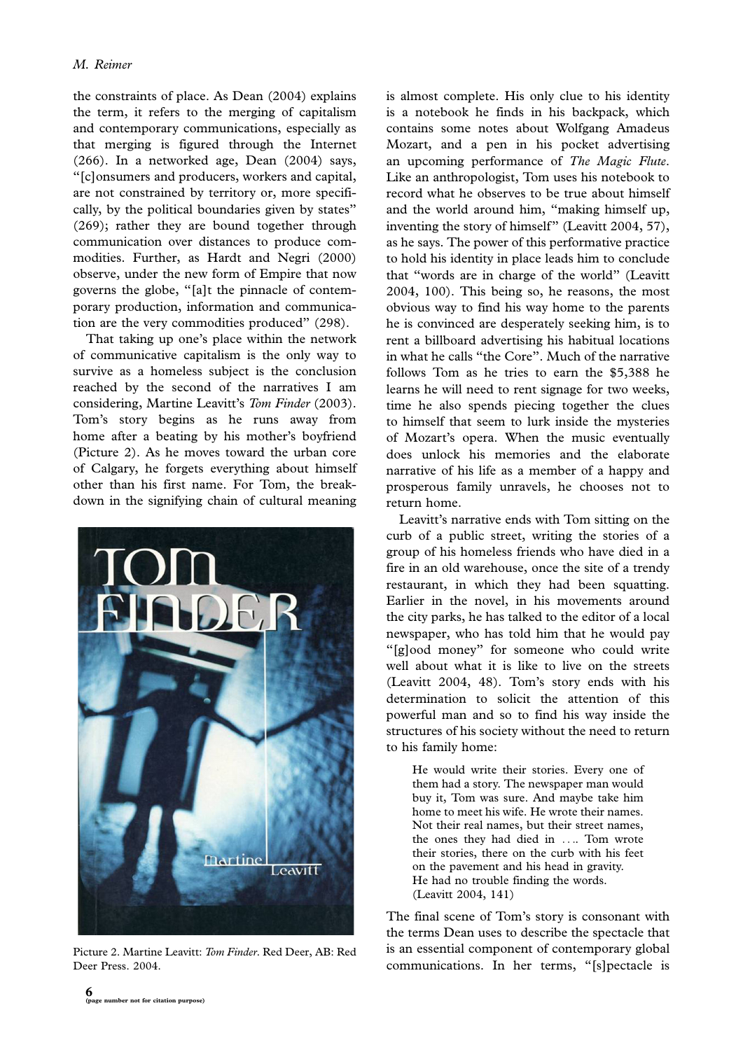the constraints of place. As Dean (2004) explains the term, it refers to the merging of capitalism and contemporary communications, especially as that merging is figured through the Internet (266). In a networked age, Dean (2004) says, "[c]onsumers and producers, workers and capital, are not constrained by territory or, more specifically, by the political boundaries given by states" (269); rather they are bound together through communication over distances to produce commodities. Further, as Hardt and Negri (2000) observe, under the new form of Empire that now governs the globe, "[a]t the pinnacle of contemporary production, information and communication are the very commodities produced" (298).

That taking up one's place within the network of communicative capitalism is the only way to survive as a homeless subject is the conclusion reached by the second of the narratives I am considering, Martine Leavitt's *Tom Finder* (2003). Tom's story begins as he runs away from home after a beating by his mother's boyfriend (Picture 2). As he moves toward the urban core of Calgary, he forgets everything about himself other than his first name. For Tom, the breakdown in the signifying chain of cultural meaning is almost complete. His only clue to his identity is a notebook he finds in his backpack, which contains some notes about Wolfgang Amadeus Mozart, and a pen in his pocket advertising an upcoming performance of *The Magic Flute*. Like an anthropologist, Tom uses his notebook to record what he observes to be true about himself and the world around him, "making himself up, inventing the story of himself" (Leavitt 2004, 57), as he says. The power of this performative practice to hold his identity in place leads him to conclude that "words are in charge of the world" (Leavitt 2004, 100). This being so, he reasons, the most obvious way to find his way home to the parents he is convinced are desperately seeking him, is to rent a billboard advertising his habitual locations in what he calls "the Core". Much of the narrative follows Tom as he tries to earn the $5,388 he learns he will need to rent signage for two weeks, time he also spends piecing together the clues to himself that seem to lurk inside the mysteries of Mozart's opera. When the music eventually does unlock his memories and the elaborate narrative of his life as a member of a happy and prosperous family unravels, he chooses not to return home.

Picture 2. Martine Leavitt: *Tom Finder*. Red Deer, AB: Red Deer Press. 2004.

Leavitt's narrative ends with Tom sitting on the curb of a public street, writing the stories of a group of his homeless friends who have died in a fire in an old warehouse, once the site of a trendy restaurant, in which they had been squatting. Earlier in the novel, in his movements around the city parks, he has talked to the editor of a local newspaper, who has told him that he would pay "[g]ood money" for someone who could write well about what it is like to live on the streets (Leavitt 2004, 48). Tom's story ends with his determination to solicit the attention of this powerful man and so to find his way inside the structures of his society without the need to return to his family home:

> He would write their stories. Every one of them had a story. The newspaper man would buy it, Tom was sure. And maybe take him home to meet his wife. He wrote their names. Not their real names, but their street names, the ones they had died in …. Tom wrote their stories, there on the curb with his feet on the pavement and his head in gravity. He had no trouble finding the words. (Leavitt 2004, 141)

The final scene of Tom's story is consonant with the terms Dean uses to describe the spectacle that is an essential component of contemporary global communications. In her terms, "[s]pectacle is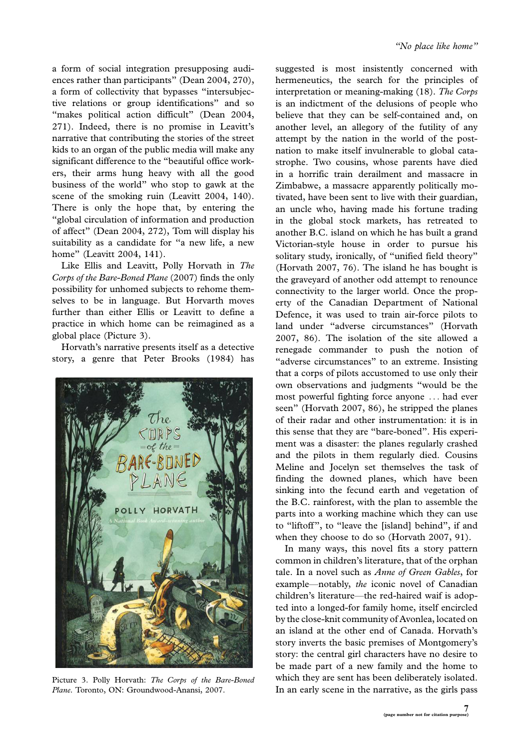a form of social integration presupposing audiences rather than participants" (Dean 2004, 270), a form of collectivity that bypasses "intersubjective relations or group identifications" and so "makes political action difficult" (Dean 2004, 271). Indeed, there is no promise in Leavitt's narrative that contributing the stories of the street kids to an organ of the public media will make any significant difference to the "beautiful office workers, their arms hung heavy with all the good business of the world" who stop to gawk at the scene of the smoking ruin (Leavitt 2004, 140). There is only the hope that, by entering the "global circulation of information and production of affect" (Dean 2004, 272), Tom will display his suitability as a candidate for "a new life, a new home" (Leavitt 2004, 141).

Like Ellis and Leavitt, Polly Horvath in *The Corps of the Bare-Boned Plane* (2007) finds the only possibility for unhomed subjects to rehome themselves to be in language. But Horvarth moves further than either Ellis or Leavitt to define a practice in which home can be reimagined as a global place (Picture 3).

Horvath's narrative presents itself as a detective story, a genre that Peter Brooks (1984) has suggested is most insistently concerned with hermeneutics, the search for the principles of interpretation or meaning-making (18). *The Corps* is an indictment of the delusions of people who believe that they can be self-contained and, on another level, an allegory of the futility of any attempt by the nation in the world of the post-nation to make itself invulnerable to global catastrophe. Two cousins, whose parents have died in a horrific train derailment and massacre in Zimbabwe, a massacre apparently politically motivated, have been sent to live with their guardian, an uncle who, having made his fortune trading in the global stock markets, has retreated to another B.C. island on which he has built a grand Victorian-style house in order to pursue his solitary study, ironically, of "unified field theory" (Horvath 2007, 76). The island he has bought is the graveyard of another odd attempt to renounce connectivity to the larger world. Once the property of the Canadian Department of National Defence, it was used to train air-force pilots to land under "adverse circumstances" (Horvath 2007, 86). The isolation of the site allowed a renegade commander to push the notion of "adverse circumstances" to an extreme. Insisting that a corps of pilots accustomed to use only their own observations and judgments "would be the most powerful fighting force anyone … had ever seen" (Horvath 2007, 86), he stripped the planes of their radar and other instrumentation: it is in this sense that they are "bare-boned". His experiment was a disaster: the planes regularly crashed and the pilots in them regularly died. Cousins Meline and Jocelyn set themselves the task of finding the downed planes, which have been sinking into the fecund earth and vegetation of the B.C. rainforest, with the plan to assemble the parts into a working machine which they can use to "liftoff", to "leave the [island] behind", if and when they choose to do so (Horvath 2007, 91).

Picture 3. Polly Horvath: *The Corps of the Bare-Boned Plane*. Toronto, ON: Groundwood-Anansi, 2007.

In many ways, this novel fits a story pattern common in children's literature, that of the orphan tale. In a novel such as *Anne of Green Gables*, for example—notably, *the* iconic novel of Canadian children's literature—the red-haired waif is adopted into a longed-for family home, itself encircled by the close-knit community of Avonlea, located on an island at the other end of Canada. Horvath's story inverts the basic premises of Montgomery's story: the central girl characters have no desire to be made part of a new family and the home to which they are sent has been deliberately isolated. In an early scene in the narrative, as the girls pass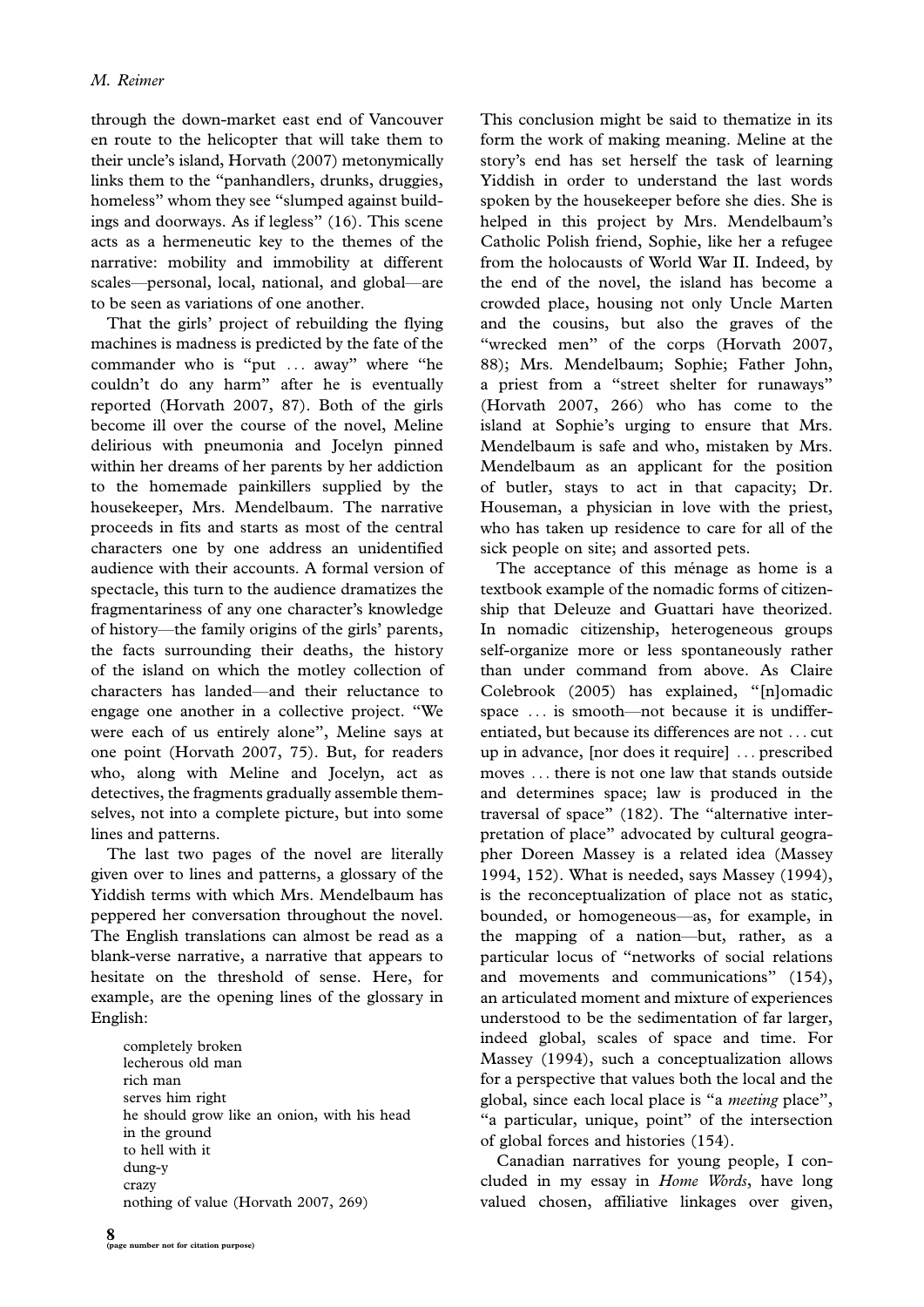through the down-market east end of Vancouver en route to the helicopter that will take them to their uncle's island, Horvath (2007) metonymically links them to the "panhandlers, drunks, druggies, homeless" whom they see "slumped against buildings and doorways. As if legless" (16). This scene acts as a hermeneutic key to the themes of the narrative: mobility and immobility at different scales—personal, local, national, and global—are to be seen as variations of one another.

That the girls' project of rebuilding the flying machines is madness is predicted by the fate of the commander who is "put ... away" where "he couldn't do any harm" after he is eventually reported (Horvath 2007, 87). Both of the girls become ill over the course of the novel, Meline delirious with pneumonia and Jocelyn pinned within her dreams of her parents by her addiction to the homemade painkillers supplied by the housekeeper, Mrs. Mendelbaum. The narrative proceeds in fits and starts as most of the central characters one by one address an unidentified audience with their accounts. A formal version of spectacle, this turn to the audience dramatizes the fragmentariness of any one character's knowledge of history—the family origins of the girls' parents, the facts surrounding their deaths, the history of the island on which the motley collection of characters has landed—and their reluctance to engage one another in a collective project. "We were each of us entirely alone", Meline says at one point (Horvath 2007, 75). But, for readers who, along with Meline and Jocelyn, act as detectives, the fragments gradually assemble themselves, not into a complete picture, but into some lines and patterns.

The last two pages of the novel are literally given over to lines and patterns, a glossary of the Yiddish terms with which Mrs. Mendelbaum has peppered her conversation throughout the novel. The English translations can almost be read as a blank-verse narrative, a narrative that appears to hesitate on the threshold of sense. Here, for example, are the opening lines of the glossary in English:

> completely broken
> lecherous old man
> rich man
> serves him right
> he should grow like an onion, with his head in the ground
> to hell with it
> dung-y
> crazy
> nothing of value (Horvath 2007, 269)

This conclusion might be said to thematize in its form the work of making meaning. Meline at the story's end has set herself the task of learning Yiddish in order to understand the last words spoken by the housekeeper before she dies. She is helped in this project by Mrs. Mendelbaum's Catholic Polish friend, Sophie, like her a refugee from the holocausts of World War II. Indeed, by the end of the novel, the island has become a crowded place, housing not only Uncle Marten and the cousins, but also the graves of the "wrecked men" of the corps (Horvath 2007, 88); Mrs. Mendelbaum; Sophie; Father John, a priest from a "street shelter for runaways" (Horvath 2007, 266) who has come to the island at Sophie's urging to ensure that Mrs. Mendelbaum is safe and who, mistaken by Mrs. Mendelbaum as an applicant for the position of butler, stays to act in that capacity; Dr. Houseman, a physician in love with the priest, who has taken up residence to care for all of the sick people on site; and assorted pets.

The acceptance of this ménage as home is a textbook example of the nomadic forms of citizenship that Deleuze and Guattari have theorized. In nomadic citizenship, heterogeneous groups self-organize more or less spontaneously rather than under command from above. As Claire Colebrook (2005) has explained, "[n]omadic space ... is smooth—not because it is undifferentiated, but because its differences are not ... cut up in advance, [nor does it require] ... prescribed moves ... there is not one law that stands outside and determines space; law is produced in the traversal of space" (182). The "alternative interpretation of place" advocated by cultural geographer Doreen Massey is a related idea (Massey 1994, 152). What is needed, says Massey (1994), is the reconceptualization of place not as static, bounded, or homogeneous—as, for example, in the mapping of a nation—but, rather, as a particular locus of "networks of social relations and movements and communications" (154), an articulated moment and mixture of experiences understood to be the sedimentation of far larger, indeed global, scales of space and time. For Massey (1994), such a conceptualization allows for a perspective that values both the local and the global, since each local place is "a *meeting* place", "a particular, unique, point" of the intersection of global forces and histories (154).

Canadian narratives for young people, I concluded in my essay in *Home Words*, have long valued chosen, affiliative linkages over given,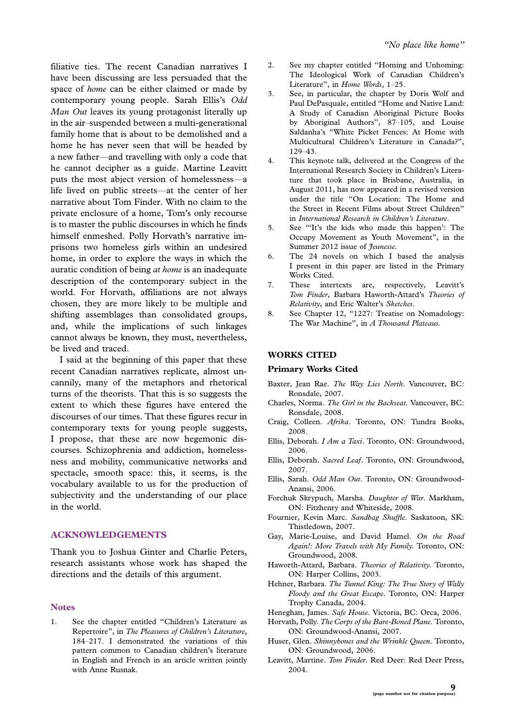filiative ties. The recent Canadian narratives I have been discussing are less persuaded that the space of *home* can be either claimed or made by contemporary young people. Sarah Ellis's *Odd Man Out* leaves its young protagonist literally up in the air–suspended between a multi-generational family home that is about to be demolished and a home he has never seen that will be headed by a new father—and travelling with only a code that he cannot decipher as a guide. Martine Leavitt puts the most abject version of homelessness—a life lived on public streets—at the center of her narrative about Tom Finder. With no claim to the private enclosure of a home, Tom's only recourse is to master the public discourses in which he finds himself enmeshed. Polly Horvath's narrative imprisons two homeless girls within an undesired home, in order to explore the ways in which the auratic condition of being *at home* is an inadequate description of the contemporary subject in the world. For Horvath, affiliations are not always chosen, they are more likely to be multiple and shifting assemblages than consolidated groups, and, while the implications of such linkages cannot always be known, they must, nevertheless, be lived and traced.

I said at the beginning of this paper that these recent Canadian narratives replicate, almost uncannily, many of the metaphors and rhetorical turns of the theorists. That this is so suggests the extent to which these figures have entered the discourses of our times. That these figures recur in contemporary texts for young people suggests, I propose, that these are now hegemonic discourses. Schizophrenia and addiction, homelessness and mobility, communicative networks and spectacle, smooth space: this, it seems, is the vocabulary available to us for the production of subjectivity and the understanding of our place in the world.

## ACKNOWLEDGEMENTS

Thank you to Joshua Ginter and Charlie Peters, research assistants whose work has shaped the directions and the details of this argument.

### Notes

1. See the chapter entitled "Children's Literature as Repertoire", in *The Pleasures of Children's Literature*, 184–217. I demonstrated the variations of this pattern common to Canadian children's literature in English and French in an article written jointly with Anne Rusnak.
2. See my chapter entitled "Homing and Unhoming: The Ideological Work of Canadian Children's Literature", in *Home Words*, 1–25.
3. See, in particular, the chapter by Doris Wolf and Paul DePasquale, entitled "Home and Native Land: A Study of Canadian Aboriginal Picture Books by Aboriginal Authors", 87–105, and Louise Saldanha's "White Picket Fences: At Home with Multicultural Children's Literature in Canada?", 129–43.
4. This keynote talk, delivered at the Congress of the International Research Society in Children's Literature that took place in Brisbane, Australia, in August 2011, has now appeared in a revised version under the title "On Location: The Home and the Street in Recent Films about Street Children" in *International Research in Children's Literature*.
5. See "'It's the kids who made this happen': The Occupy Movement as Youth Movement", in the Summer 2012 issue of *Jeunesse*.
6. The 24 novels on which I based the analysis I present in this paper are listed in the Primary Works Cited.
7. These intertexts are, respectively, Leavitt's *Tom Finder*, Barbara Haworth-Attard's *Theories of Relativity*, and Eric Walter's *Sketches*.
8. See Chapter 12, "1227: Treatise on Nomadology: The War Machine", in *A Thousand Plateaus*.

## WORKS CITED

### Primary Works Cited

Baxter, Jean Rae. *The Way Lies North*. Vancouver, BC: Ronsdale, 2007.

Charles, Norma. *The Girl in the Backseat*. Vancouver, BC: Ronsdale, 2008.

Craig, Colleen. *Afrika*. Toronto, ON: Tundra Books, 2008.

Ellis, Deborah. *I Am a Taxi*. Toronto, ON: Groundwood, 2006.

Ellis, Deborah. *Sacred Leaf*. Toronto, ON: Groundwood, 2007.

Ellis, Sarah. *Odd Man Out*. Toronto, ON: Groundwood-Anansi, 2006.

Forchuk Skrypuch, Marsha. *Daughter of War*. Markham, ON: Fitzhenry and Whiteside, 2008.

Fournier, Kevin Marc. *Sandbag Shuffle*. Saskatoon, SK: Thistledown, 2007.

Gay, Marie-Louise, and David Hamel. *On the Road Again!: More Travels with My Family*. Toronto, ON: Groundwood, 2008.

Haworth-Attard, Barbara. *Theories of Relativity*. Toronto, ON: Harper Collins, 2003.

Hehner, Barbara. *The Tunnel King: The True Story of Wally Floody and the Great Escape*. Toronto, ON: Harper Trophy Canada, 2004.

Heneghan, James. *Safe House*. Victoria, BC: Orca, 2006.

Horvath, Polly. *The Corps of the Bare-Boned Plane*. Toronto, ON: Groundwood-Anansi, 2007.

Huser, Glen. *Skinnybones and the Wrinkle Queen*. Toronto, ON: Groundwood, 2006.

Leavitt, Martine. *Tom Finder*. Red Deer: Red Deer Press, 2004.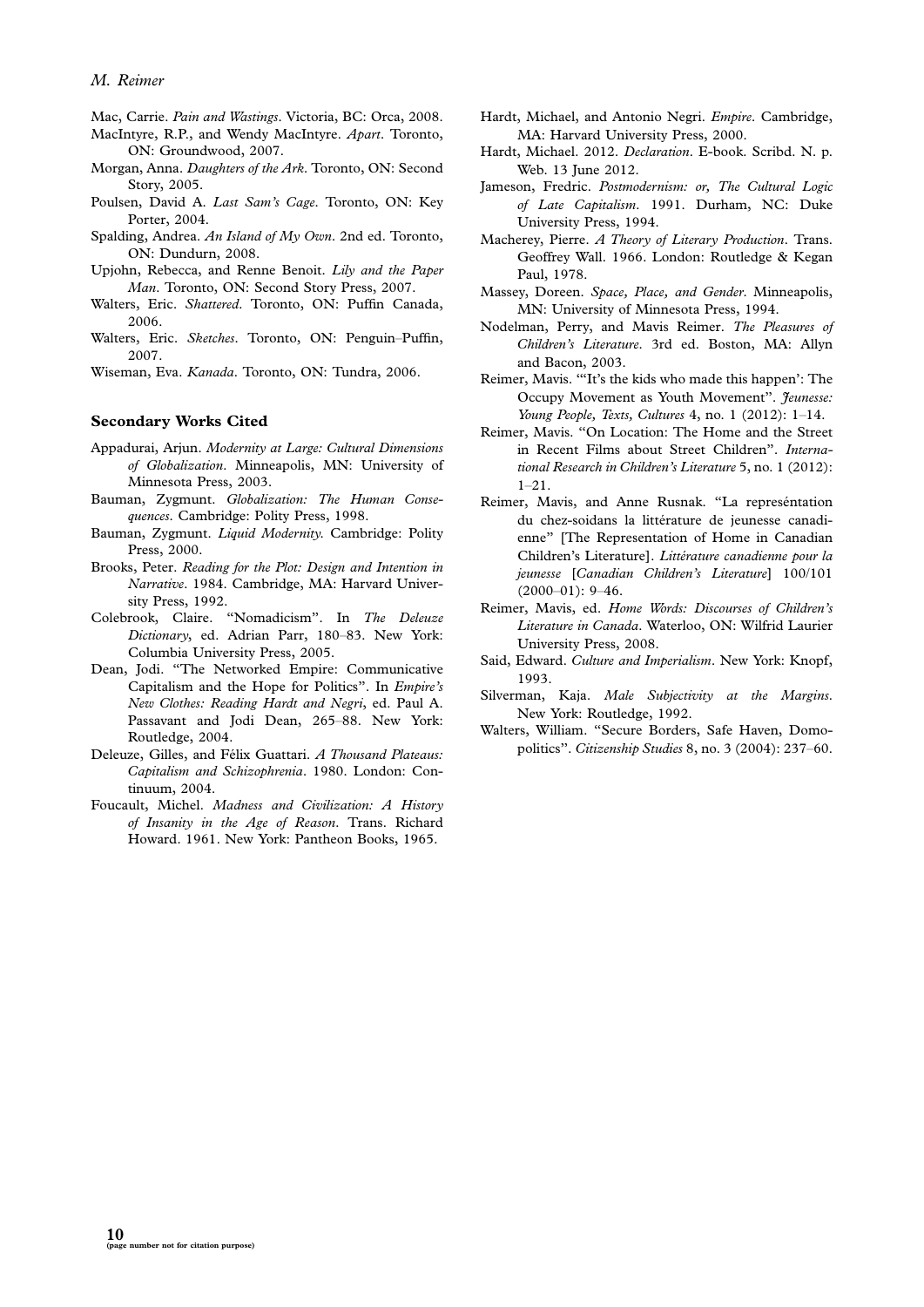Mac, Carrie. *Pain and Wastings*. Victoria, BC: Orca, 2008.

MacIntyre, R.P., and Wendy MacIntyre. *Apart*. Toronto, ON: Groundwood, 2007.

Morgan, Anna. *Daughters of the Ark*. Toronto, ON: Second Story, 2005.

Poulsen, David A. *Last Sam's Cage*. Toronto, ON: Key Porter, 2004.

Spalding, Andrea. *An Island of My Own*. 2nd ed. Toronto, ON: Dundurn, 2008.

Upjohn, Rebecca, and Renne Benoit. *Lily and the Paper Man*. Toronto, ON: Second Story Press, 2007.

Walters, Eric. *Shattered*. Toronto, ON: Puffin Canada, 2006.

Walters, Eric. *Sketches*. Toronto, ON: Penguin–Puffin, 2007.

Wiseman, Eva. *Kanada*. Toronto, ON: Tundra, 2006.

### Secondary Works Cited

Appadurai, Arjun. *Modernity at Large: Cultural Dimensions of Globalization*. Minneapolis, MN: University of Minnesota Press, 2003.

Bauman, Zygmunt. *Globalization: The Human Consequences*. Cambridge: Polity Press, 1998.

Bauman, Zygmunt. *Liquid Modernity*. Cambridge: Polity Press, 2000.

Brooks, Peter. *Reading for the Plot: Design and Intention in Narrative*. 1984. Cambridge, MA: Harvard University Press, 1992.

Colebrook, Claire. "Nomadicism". In *The Deleuze Dictionary*, ed. Adrian Parr, 180–83. New York: Columbia University Press, 2005.

Dean, Jodi. "The Networked Empire: Communicative Capitalism and the Hope for Politics". In *Empire's New Clothes: Reading Hardt and Negri*, ed. Paul A. Passavant and Jodi Dean, 265–88. New York: Routledge, 2004.

Deleuze, Gilles, and Félix Guattari. *A Thousand Plateaus: Capitalism and Schizophrenia*. 1980. London: Continuum, 2004.

Foucault, Michel. *Madness and Civilization: A History of Insanity in the Age of Reason*. Trans. Richard Howard. 1961. New York: Pantheon Books, 1965.

Hardt, Michael, and Antonio Negri. *Empire*. Cambridge, MA: Harvard University Press, 2000.

Hardt, Michael. 2012. *Declaration*. E-book. Scribd. N. p. Web. 13 June 2012.

Jameson, Fredric. *Postmodernism: or, The Cultural Logic of Late Capitalism*. 1991. Durham, NC: Duke University Press, 1994.

Macherey, Pierre. *A Theory of Literary Production*. Trans. Geoffrey Wall. 1966. London: Routledge & Kegan Paul, 1978.

Massey, Doreen. *Space, Place, and Gender*. Minneapolis, MN: University of Minnesota Press, 1994.

Nodelman, Perry, and Mavis Reimer. *The Pleasures of Children's Literature*. 3rd ed. Boston, MA: Allyn and Bacon, 2003.

Reimer, Mavis. "'It's the kids who made this happen': The Occupy Movement as Youth Movement". *Jeunesse: Young People, Texts, Cultures* 4, no. 1 (2012): 1–14.

Reimer, Mavis. "On Location: The Home and the Street in Recent Films about Street Children". *International Research in Children's Literature* 5, no. 1 (2012): 1–21.

Reimer, Mavis, and Anne Rusnak. "La represéntation du chez-soidans la littérature de jeunesse canadienne" [The Representation of Home in Canadian Children's Literature]. *Littérature canadienne pour la jeunesse* [*Canadian Children's Literature*] 100/101 (2000–01): 9–46.

Reimer, Mavis, ed. *Home Words: Discourses of Children's Literature in Canada*. Waterloo, ON: Wilfrid Laurier University Press, 2008.

Said, Edward. *Culture and Imperialism*. New York: Knopf, 1993.

Silverman, Kaja. *Male Subjectivity at the Margins*. New York: Routledge, 1992.

Walters, William. "Secure Borders, Safe Haven, Domopolitics". *Citizenship Studies* 8, no. 3 (2004): 237–60.